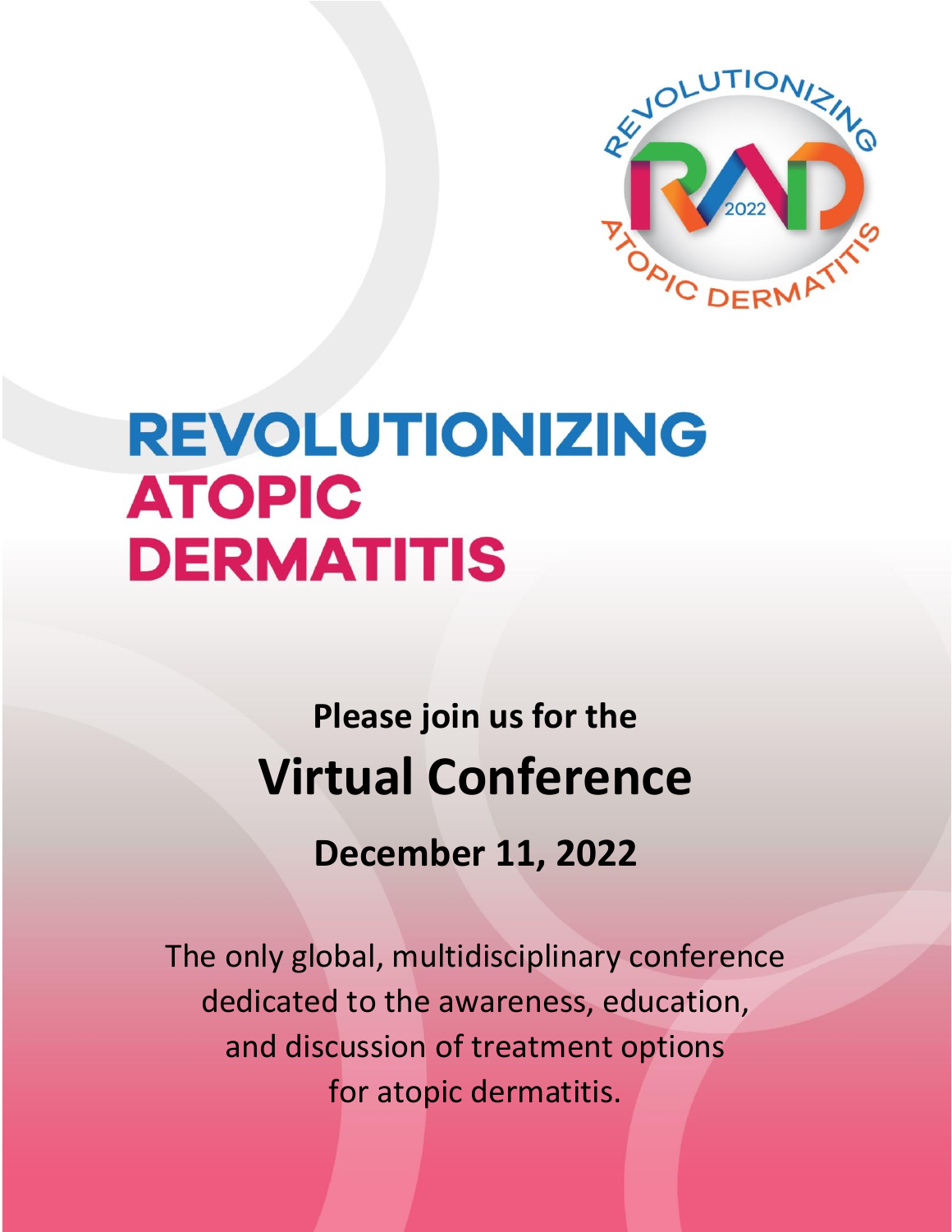# REVOLUTIONIZING ATOPIC DERMATITIS

**Please join us for the**

## Virtual Conference

**December 11, 2022**

The only global, multidisciplinary conference dedicated to the awareness, education, and discussion of treatment options for atopic dermatitis.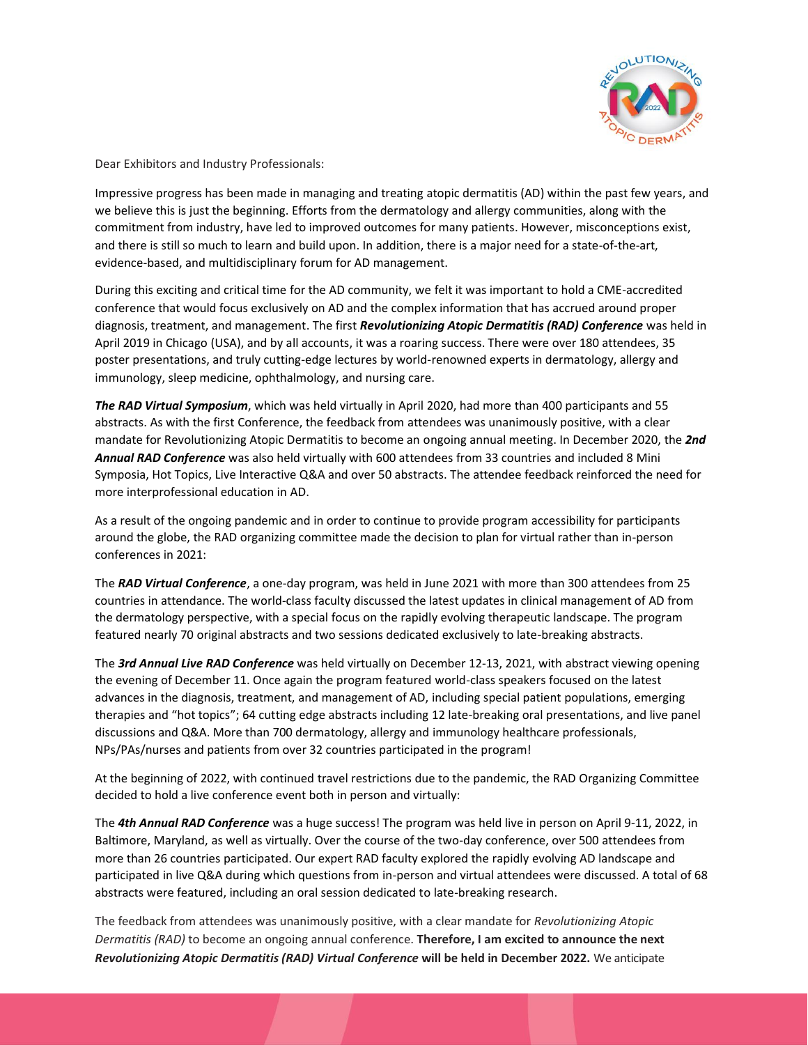Dear Exhibitors and Industry Professionals:

Impressive progress has been made in managing and treating atopic dermatitis (AD) within the past few years, and we believe this is just the beginning. Efforts from the dermatology and allergy communities, along with the commitment from industry, have led to improved outcomes for many patients. However, misconceptions exist, and there is still so much to learn and build upon. In addition, there is a major need for a state-of-the-art, evidence-based, and multidisciplinary forum for AD management.

During this exciting and critical time for the AD community, we felt it was important to hold a CME-accredited conference that would focus exclusively on AD and the complex information that has accrued around proper diagnosis, treatment, and management. The first ***Revolutionizing Atopic Dermatitis (RAD) Conference*** was held in April 2019 in Chicago (USA), and by all accounts, it was a roaring success. There were over 180 attendees, 35 poster presentations, and truly cutting-edge lectures by world-renowned experts in dermatology, allergy and immunology, sleep medicine, ophthalmology, and nursing care.

***The RAD Virtual Symposium***, which was held virtually in April 2020, had more than 400 participants and 55 abstracts. As with the first Conference, the feedback from attendees was unanimously positive, with a clear mandate for Revolutionizing Atopic Dermatitis to become an ongoing annual meeting. In December 2020, the ***2nd Annual RAD Conference*** was also held virtually with 600 attendees from 33 countries and included 8 Mini Symposia, Hot Topics, Live Interactive Q&A and over 50 abstracts. The attendee feedback reinforced the need for more interprofessional education in AD.

As a result of the ongoing pandemic and in order to continue to provide program accessibility for participants around the globe, the RAD organizing committee made the decision to plan for virtual rather than in-person conferences in 2021:

The ***RAD Virtual Conference***, a one-day program, was held in June 2021 with more than 300 attendees from 25 countries in attendance. The world-class faculty discussed the latest updates in clinical management of AD from the dermatology perspective, with a special focus on the rapidly evolving therapeutic landscape. The program featured nearly 70 original abstracts and two sessions dedicated exclusively to late-breaking abstracts.

The ***3rd Annual Live RAD Conference*** was held virtually on December 12-13, 2021, with abstract viewing opening the evening of December 11. Once again the program featured world-class speakers focused on the latest advances in the diagnosis, treatment, and management of AD, including special patient populations, emerging therapies and "hot topics"; 64 cutting edge abstracts including 12 late-breaking oral presentations, and live panel discussions and Q&A. More than 700 dermatology, allergy and immunology healthcare professionals, NPs/PAs/nurses and patients from over 32 countries participated in the program!

At the beginning of 2022, with continued travel restrictions due to the pandemic, the RAD Organizing Committee decided to hold a live conference event both in person and virtually:

The ***4th Annual RAD Conference*** was a huge success! The program was held live in person on April 9-11, 2022, in Baltimore, Maryland, as well as virtually. Over the course of the two-day conference, over 500 attendees from more than 26 countries participated. Our expert RAD faculty explored the rapidly evolving AD landscape and participated in live Q&A during which questions from in-person and virtual attendees were discussed. A total of 68 abstracts were featured, including an oral session dedicated to late-breaking research.

The feedback from attendees was unanimously positive, with a clear mandate for *Revolutionizing Atopic Dermatitis (RAD)* to become an ongoing annual conference. **Therefore, I am excited to announce the next *Revolutionizing Atopic Dermatitis (RAD) Virtual Conference* will be held in December 2022.** We anticipate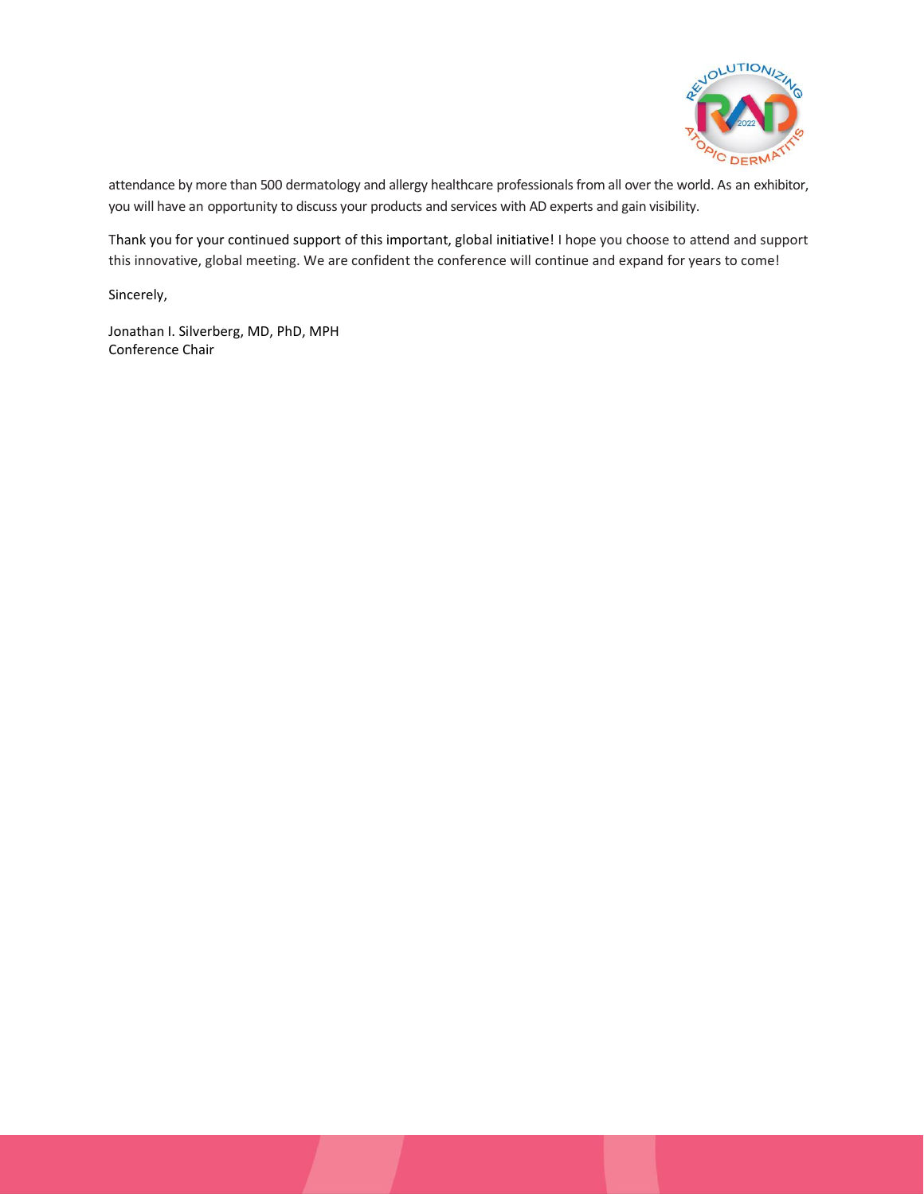attendance by more than 500 dermatology and allergy healthcare professionals from all over the world. As an exhibitor, you will have an opportunity to discuss your products and services with AD experts and gain visibility.

Thank you for your continued support of this important, global initiative! I hope you choose to attend and support this innovative, global meeting. We are confident the conference will continue and expand for years to come!

Sincerely,

Jonathan I. Silverberg, MD, PhD, MPH
Conference Chair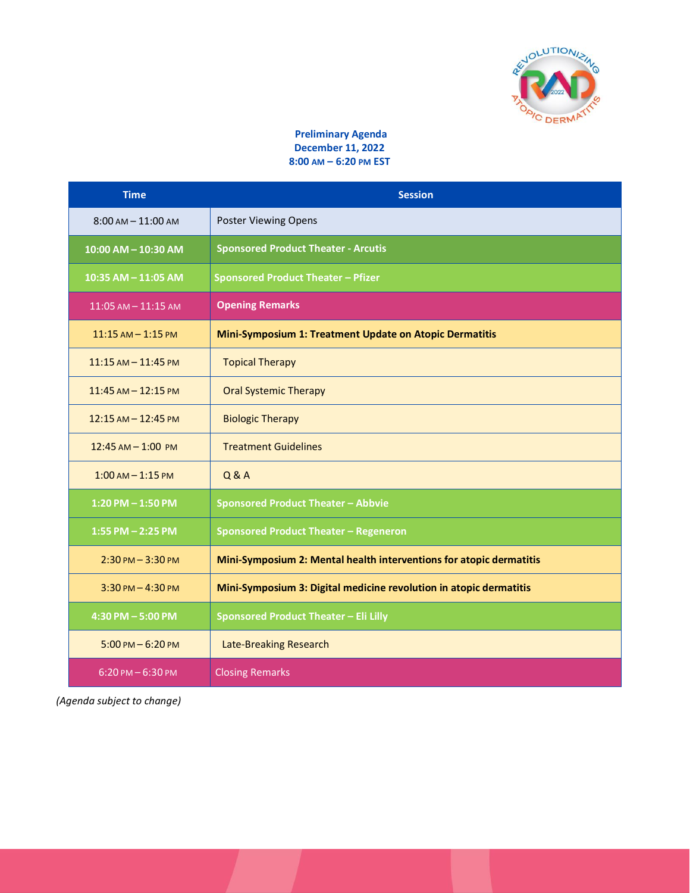**Preliminary Agenda**
**December 11, 2022**
**8:00 AM – 6:20 PM EST**

| Time | Session |
|---|---|
| 8:00 AM – 11:00 AM | Poster Viewing Opens |
| **10:00 AM – 10:30 AM** | **Sponsored Product Theater - Arcutis** |
| **10:35 AM – 11:05 AM** | **Sponsored Product Theater – Pfizer** |
| 11:05 AM – 11:15 AM | **Opening Remarks** |
| 11:15 AM – 1:15 PM | **Mini-Symposium 1: Treatment Update on Atopic Dermatitis** |
| 11:15 AM – 11:45 PM | Topical Therapy |
| 11:45 AM – 12:15 PM | Oral Systemic Therapy |
| 12:15 AM – 12:45 PM | Biologic Therapy |
| 12:45 AM – 1:00 PM | Treatment Guidelines |
| 1:00 AM – 1:15 PM | Q & A |
| **1:20 PM – 1:50 PM** | **Sponsored Product Theater – Abbvie** |
| **1:55 PM – 2:25 PM** | **Sponsored Product Theater – Regeneron** |
| 2:30 PM – 3:30 PM | **Mini-Symposium 2: Mental health interventions for atopic dermatitis** |
| 3:30 PM – 4:30 PM | **Mini-Symposium 3: Digital medicine revolution in atopic dermatitis** |
| **4:30 PM – 5:00 PM** | **Sponsored Product Theater – Eli Lilly** |
| 5:00 PM – 6:20 PM | Late-Breaking Research |
| 6:20 PM – 6:30 PM | Closing Remarks |

*(Agenda subject to change)*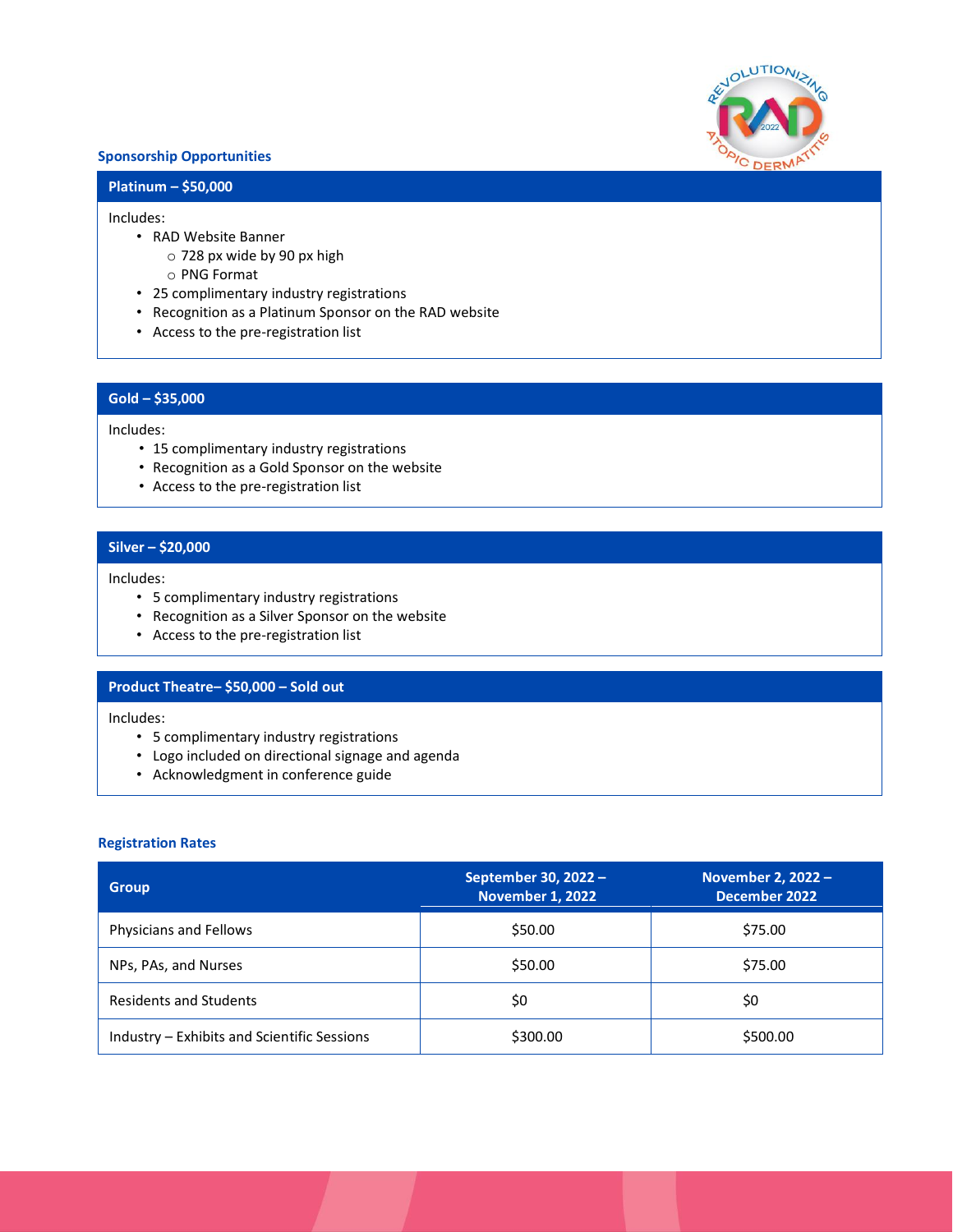## Sponsorship Opportunities

### Platinum – $50,000

Includes:

- RAD Website Banner
  - 728 px wide by 90 px high
  - PNG Format
- 25 complimentary industry registrations
- Recognition as a Platinum Sponsor on the RAD website
- Access to the pre-registration list

### Gold – $35,000

Includes:

- 15 complimentary industry registrations
- Recognition as a Gold Sponsor on the website
- Access to the pre-registration list

### Silver – $20,000

Includes:

- 5 complimentary industry registrations
- Recognition as a Silver Sponsor on the website
- Access to the pre-registration list

### Product Theatre– $50,000 – Sold out

Includes:

- 5 complimentary industry registrations
- Logo included on directional signage and agenda
- Acknowledgment in conference guide

## Registration Rates

| Group | September 30, 2022 – November 1, 2022 | November 2, 2022 – December 2022 |
|---|---|---|
| Physicians and Fellows | $50.00 | $75.00 |
| NPs, PAs, and Nurses | $50.00 | $75.00 |
| Residents and Students | $0 | $0 |
| Industry – Exhibits and Scientific Sessions | $300.00 | $500.00 |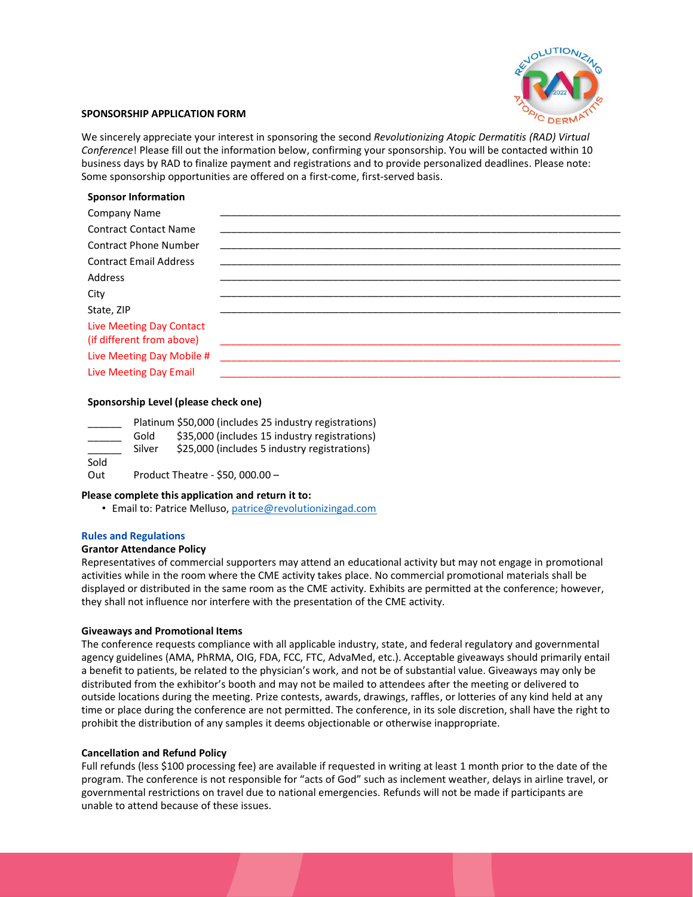## SPONSORSHIP APPLICATION FORM

We sincerely appreciate your interest in sponsoring the second *Revolutionizing Atopic Dermatitis (RAD) Virtual Conference*! Please fill out the information below, confirming your sponsorship. You will be contacted within 10 business days by RAD to finalize payment and registrations and to provide personalized deadlines. Please note: Some sponsorship opportunities are offered on a first-come, first-served basis.

**Sponsor Information**

| | |
|---|---|
| Company Name | ________________________________ |
| Contract Contact Name | ________________________________ |
| Contract Phone Number | ________________________________ |
| Contract Email Address | ________________________________ |
| Address | ________________________________ |
| City | ________________________________ |
| State, ZIP | ________________________________ |
| Live Meeting Day Contact (if different from above) | ________________________________ |
| Live Meeting Day Mobile # | ________________________________ |
| Live Meeting Day Email | ________________________________ |

**Sponsorship Level (please check one)**

______ Platinum $50,000 (includes 25 industry registrations)
______ Gold $35,000 (includes 15 industry registrations)
______ Silver $25,000 (includes 5 industry registrations)
Sold Out Product Theatre - $50, 000.00 –

**Please complete this application and return it to:**

- Email to: Patrice Melluso, patrice@revolutionizingad.com

### Rules and Regulations

**Grantor Attendance Policy**

Representatives of commercial supporters may attend an educational activity but may not engage in promotional activities while in the room where the CME activity takes place. No commercial promotional materials shall be displayed or distributed in the same room as the CME activity. Exhibits are permitted at the conference; however, they shall not influence nor interfere with the presentation of the CME activity.

**Giveaways and Promotional Items**

The conference requests compliance with all applicable industry, state, and federal regulatory and governmental agency guidelines (AMA, PhRMA, OIG, FDA, FCC, FTC, AdvaMed, etc.). Acceptable giveaways should primarily entail a benefit to patients, be related to the physician's work, and not be of substantial value. Giveaways may only be distributed from the exhibitor's booth and may not be mailed to attendees after the meeting or delivered to outside locations during the meeting. Prize contests, awards, drawings, raffles, or lotteries of any kind held at any time or place during the conference are not permitted. The conference, in its sole discretion, shall have the right to prohibit the distribution of any samples it deems objectionable or otherwise inappropriate.

**Cancellation and Refund Policy**

Full refunds (less $100 processing fee) are available if requested in writing at least 1 month prior to the date of the program. The conference is not responsible for "acts of God" such as inclement weather, delays in airline travel, or governmental restrictions on travel due to national emergencies. Refunds will not be made if participants are unable to attend because of these issues.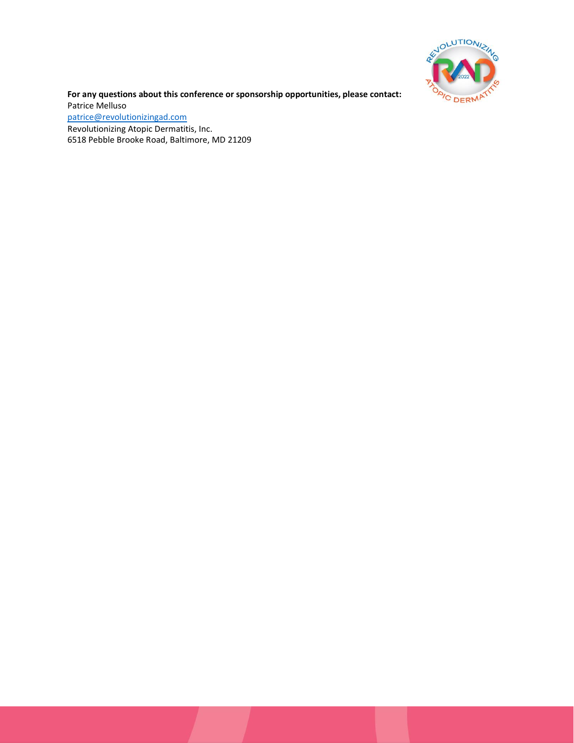**For any questions about this conference or sponsorship opportunities, please contact:**
Patrice Melluso
[patrice@revolutionizingad.com](mailto:patrice@revolutionizingad.com)
Revolutionizing Atopic Dermatitis, Inc.
6518 Pebble Brooke Road, Baltimore, MD 21209